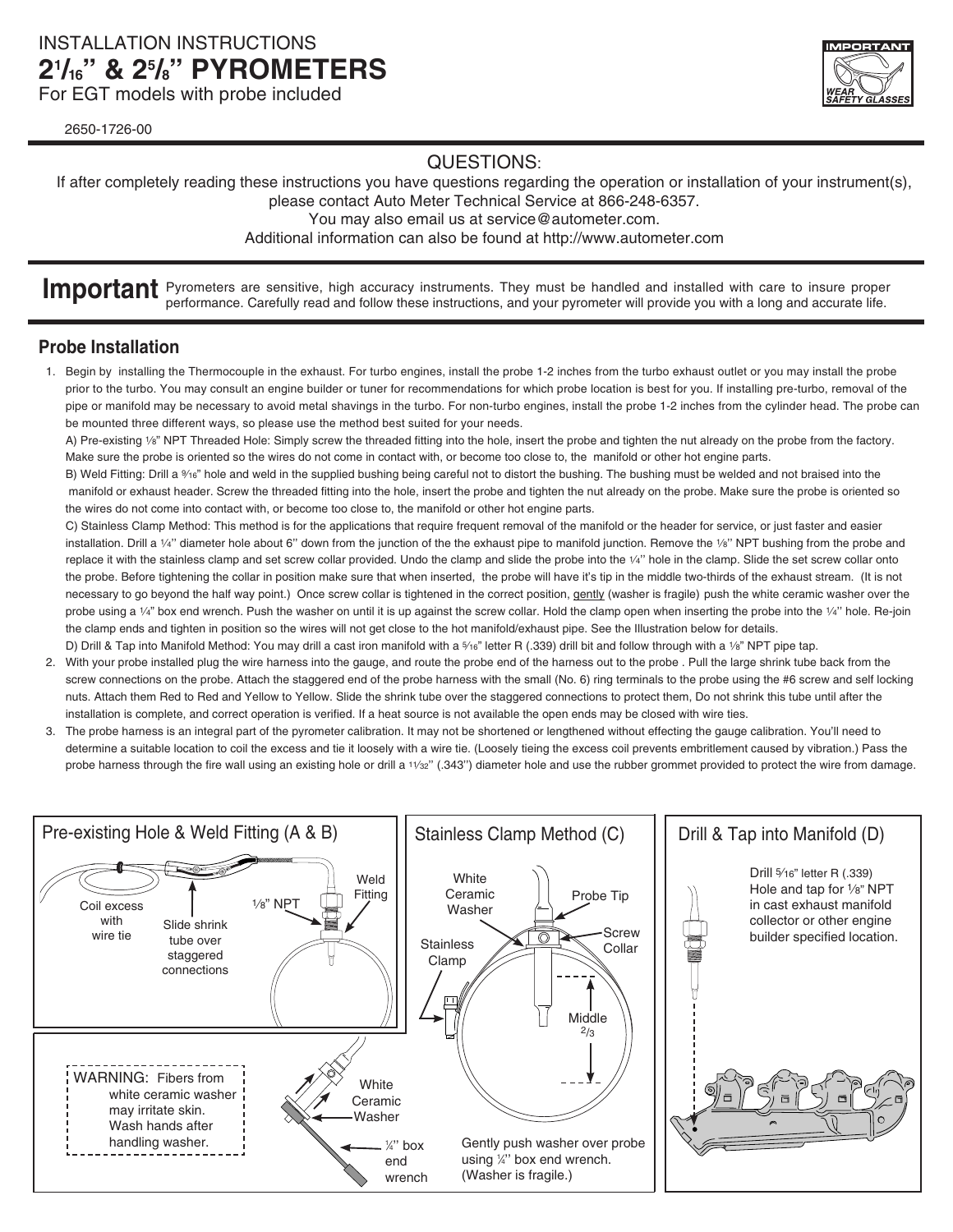# INSTALLATION INSTRUCTIONS
# 2 1/16" & 2 5/8" PYROMETERS

For EGT models with probe included

2650-1726-00

IMPORTANT
WEAR SAFETY GLASSES

## QUESTIONS:

If after completely reading these instructions you have questions regarding the operation or installation of your instrument(s), please contact Auto Meter Technical Service at 866-248-6357.
You may also email us at service@autometer.com.
Additional information can also be found at http://www.autometer.com

**Important** Pyrometers are sensitive, high accuracy instruments. They must be handled and installed with care to insure proper performance. Carefully read and follow these instructions, and your pyrometer will provide you with a long and accurate life.

## Probe Installation

1. Begin by installing the Thermocouple in the exhaust. For turbo engines, install the probe 1-2 inches from the turbo exhaust outlet or you may install the probe prior to the turbo. You may consult an engine builder or tuner for recommendations for which probe location is best for you. If installing pre-turbo, removal of the pipe or manifold may be necessary to avoid metal shavings in the turbo. For non-turbo engines, install the probe 1-2 inches from the cylinder head. The probe can be mounted three different ways, so please use the method best suited for your needs.

   A) Pre-existing 1/8" NPT Threaded Hole: Simply screw the threaded fitting into the hole, insert the probe and tighten the nut already on the probe from the factory. Make sure the probe is oriented so the wires do not come in contact with, or become too close to, the manifold or other hot engine parts.

   B) Weld Fitting: Drill a 9/16" hole and weld in the supplied bushing being careful not to distort the bushing. The bushing must be welded and not braised into the manifold or exhaust header. Screw the threaded fitting into the hole, insert the probe and tighten the nut already on the probe. Make sure the probe is oriented so the wires do not come into contact with, or become too close to, the manifold or other hot engine parts.

   C) Stainless Clamp Method: This method is for the applications that require frequent removal of the manifold or the header for service, or just faster and easier installation. Drill a 1/4" diameter hole about 6" down from the junction of the the exhaust pipe to manifold junction. Remove the 1/8" NPT bushing from the probe and replace it with the stainless clamp and set screw collar provided. Undo the clamp and slide the probe into the 1/4" hole in the clamp. Slide the set screw collar onto the probe. Before tightening the collar in position make sure that when inserted, the probe will have it's tip in the middle two-thirds of the exhaust stream. (It is not necessary to go beyond the half way point.) Once screw collar is tightened in the correct position, gently (washer is fragile) push the white ceramic washer over the probe using a 1/4" box end wrench. Push the washer on until it is up against the screw collar. Hold the clamp open when inserting the probe into the 1/4" hole. Re-join the clamp ends and tighten in position so the wires will not get close to the hot manifold/exhaust pipe. See the Illustration below for details.

   D) Drill & Tap into Manifold Method: You may drill a cast iron manifold with a 5/16" letter R (.339) drill bit and follow through with a 1/8" NPT pipe tap.

2. With your probe installed plug the wire harness into the gauge, and route the probe end of the harness out to the probe . Pull the large shrink tube back from the screw connections on the probe. Attach the staggered end of the probe harness with the small (No. 6) ring terminals to the probe using the #6 screw and self locking nuts. Attach them Red to Red and Yellow to Yellow. Slide the shrink tube over the staggered connections to protect them, Do not shrink this tube until after the installation is complete, and correct operation is verified. If a heat source is not available the open ends may be closed with wire ties.

3. The probe harness is an integral part of the pyrometer calibration. It may not be shortened or lengthened without effecting the gauge calibration. You'll need to determine a suitable location to coil the excess and tie it loosely with a wire tie. (Loosely tieing the excess coil prevents embrittlement caused by vibration.) Pass the probe harness through the fire wall using an existing hole or drill a 11/32" (.343") diameter hole and use the rubber grommet provided to protect the wire from damage.

**Pre-existing Hole & Weld Fitting (A & B)**

Coil excess with wire tie — Slide shrink tube over staggered connections — 1/8" NPT — Weld Fitting

**Stainless Clamp Method (C)**

White Ceramic Washer — Probe Tip — Stainless Clamp — Screw Collar — Middle 2/3

Gently push washer over probe using 1/4" box end wrench. (Washer is fragile.)

White Ceramic Washer — 1/4" box end wrench

WARNING: Fibers from white ceramic washer may irritate skin. Wash hands after handling washer.

**Drill & Tap into Manifold (D)**

Drill 5/16" letter R (.339) Hole and tap for 1/8" NPT in cast exhaust manifold collector or other engine builder specified location.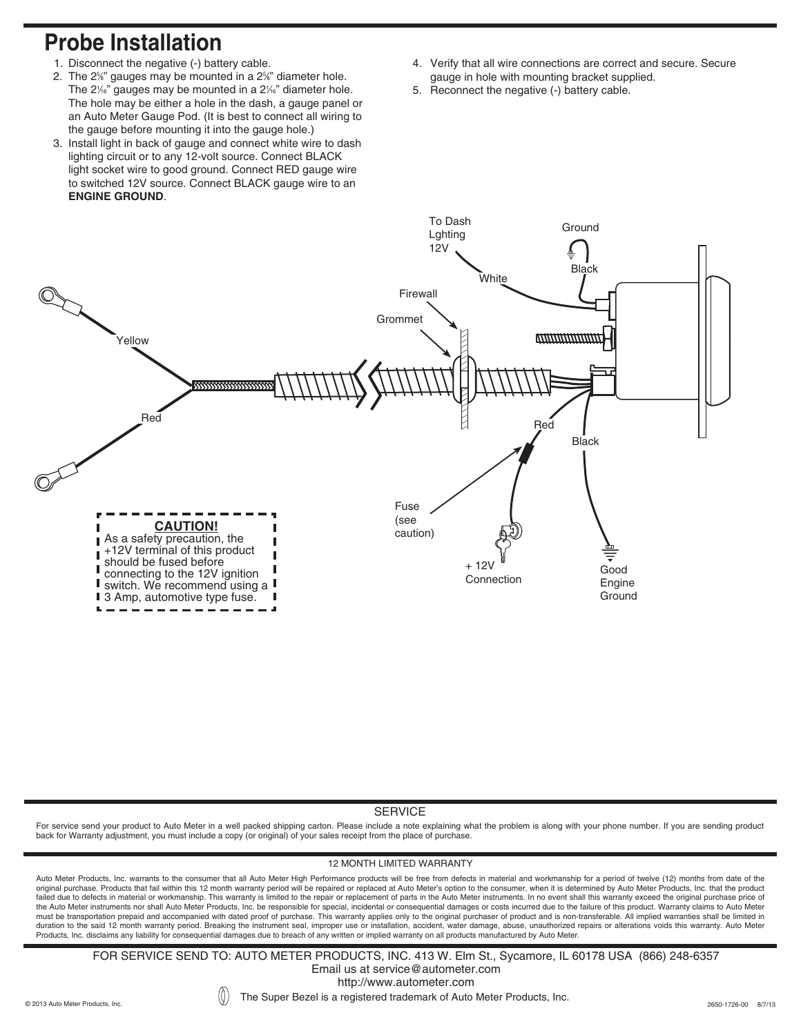# Probe Installation

1. Disconnect the negative (-) battery cable.
2. The 2⅝" gauges may be mounted in a 2⅝" diameter hole. The 2¹⁄₁₆" gauges may be mounted in a 2¹⁄₁₆" diameter hole. The hole may be either a hole in the dash, a gauge panel or an Auto Meter Gauge Pod. (It is best to connect all wiring to the gauge before mounting it into the gauge hole.)
3. Install light in back of gauge and connect white wire to dash lighting circuit or to any 12-volt source. Connect BLACK light socket wire to good ground. Connect RED gauge wire to switched 12V source. Connect BLACK gauge wire to an **ENGINE GROUND**.
4. Verify that all wire connections are correct and secure. Secure gauge in hole with mounting bracket supplied.
5. Reconnect the negative (-) battery cable.

To Dash Lghting 12V

Ground

Black

White

Firewall

Grommet

Yellow

Red

Red

Black

Fuse (see caution)

+ 12V Connection

Good Engine Ground

**CAUTION!**
As a safety precaution, the +12V terminal of this product should be fused before connecting to the 12V ignition switch. We recommend using a 3 Amp, automotive type fuse.

## SERVICE

For service send your product to Auto Meter in a well packed shipping carton. Please include a note explaining what the problem is along with your phone number. If you are sending product back for Warranty adjustment, you must include a copy (or original) of your sales receipt from the place of purchase.

## 12 MONTH LIMITED WARRANTY

Auto Meter Products, Inc. warrants to the consumer that all Auto Meter High Performance products will be free from defects in material and workmanship for a period of twelve (12) months from date of the original purchase. Products that fail within this 12 month warranty period will be repaired or replaced at Auto Meter's option to the consumer, when it is determined by Auto Meter Products, Inc. that the product failed due to defects in material or workmanship. This warranty is limited to the repair or replacement of parts in the Auto Meter instruments. In no event shall this warranty exceed the original purchase price of the Auto Meter instruments nor shall Auto Meter Products, Inc. be responsible for special, incidental or consequential damages or costs incurred due to the failure of this product. Warranty claims to Auto Meter must be transportation prepaid and accompanied with dated proof of purchase. This warranty applies only to the original purchaser of product and is non-transferable. All implied warranties shall be limited in duration to the said 12 month warranty period. Breaking the instrument seal, improper use or installation, accident, water damage, abuse, unauthorized repairs or alterations voids this warranty. Auto Meter Products, Inc. disclaims any liability for consequential damages due to breach of any written or implied warranty on all products manufactured by Auto Meter.

FOR SERVICE SEND TO: AUTO METER PRODUCTS, INC. 413 W. Elm St., Sycamore, IL 60178 USA (866) 248-6357
Email us at service@autometer.com
http://www.autometer.com

The Super Bezel is a registered trademark of Auto Meter Products, Inc.

© 2013 Auto Meter Products, Inc.

2650-1726-00 8/7/13